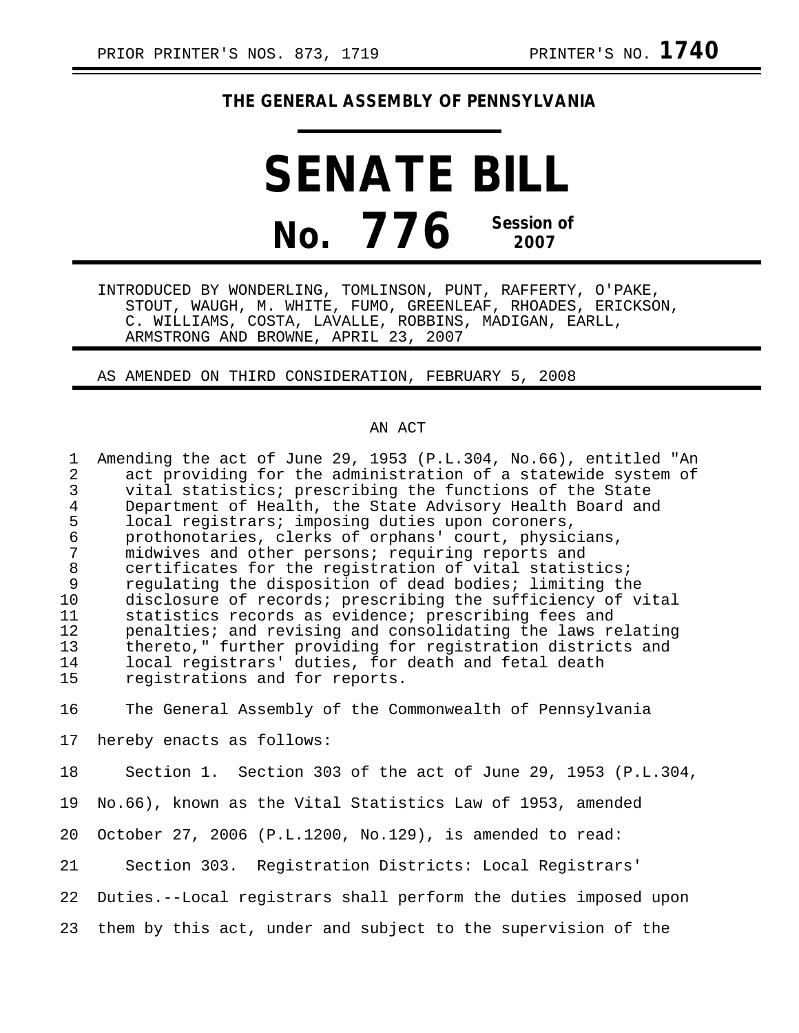PRIOR PRINTER'S NOS. 873, 1719 PRINTER'S NO. **1740**

**THE GENERAL ASSEMBLY OF PENNSYLVANIA**

# SENATE BILL

## No. 776 Session of 2007

INTRODUCED BY WONDERLING, TOMLINSON, PUNT, RAFFERTY, O'PAKE, STOUT, WAUGH, M. WHITE, FUMO, GREENLEAF, RHOADES, ERICKSON, C. WILLIAMS, COSTA, LAVALLE, ROBBINS, MADIGAN, EARLL, ARMSTRONG AND BROWNE, APRIL 23, 2007

AS AMENDED ON THIRD CONSIDERATION, FEBRUARY 5, 2008

AN ACT

Amending the act of June 29, 1953 (P.L.304, No.66), entitled "An act providing for the administration of a statewide system of vital statistics; prescribing the functions of the State Department of Health, the State Advisory Health Board and local registrars; imposing duties upon coroners, prothonotaries, clerks of orphans' court, physicians, midwives and other persons; requiring reports and certificates for the registration of vital statistics; regulating the disposition of dead bodies; limiting the disclosure of records; prescribing the sufficiency of vital statistics records as evidence; prescribing fees and penalties; and revising and consolidating the laws relating thereto," further providing for registration districts and local registrars' duties, for death and fetal death registrations and for reports.

The General Assembly of the Commonwealth of Pennsylvania hereby enacts as follows:

Section 1. Section 303 of the act of June 29, 1953 (P.L.304, No.66), known as the Vital Statistics Law of 1953, amended October 27, 2006 (P.L.1200, No.129), is amended to read:

Section 303. Registration Districts: Local Registrars' Duties.--Local registrars shall perform the duties imposed upon them by this act, under and subject to the supervision of the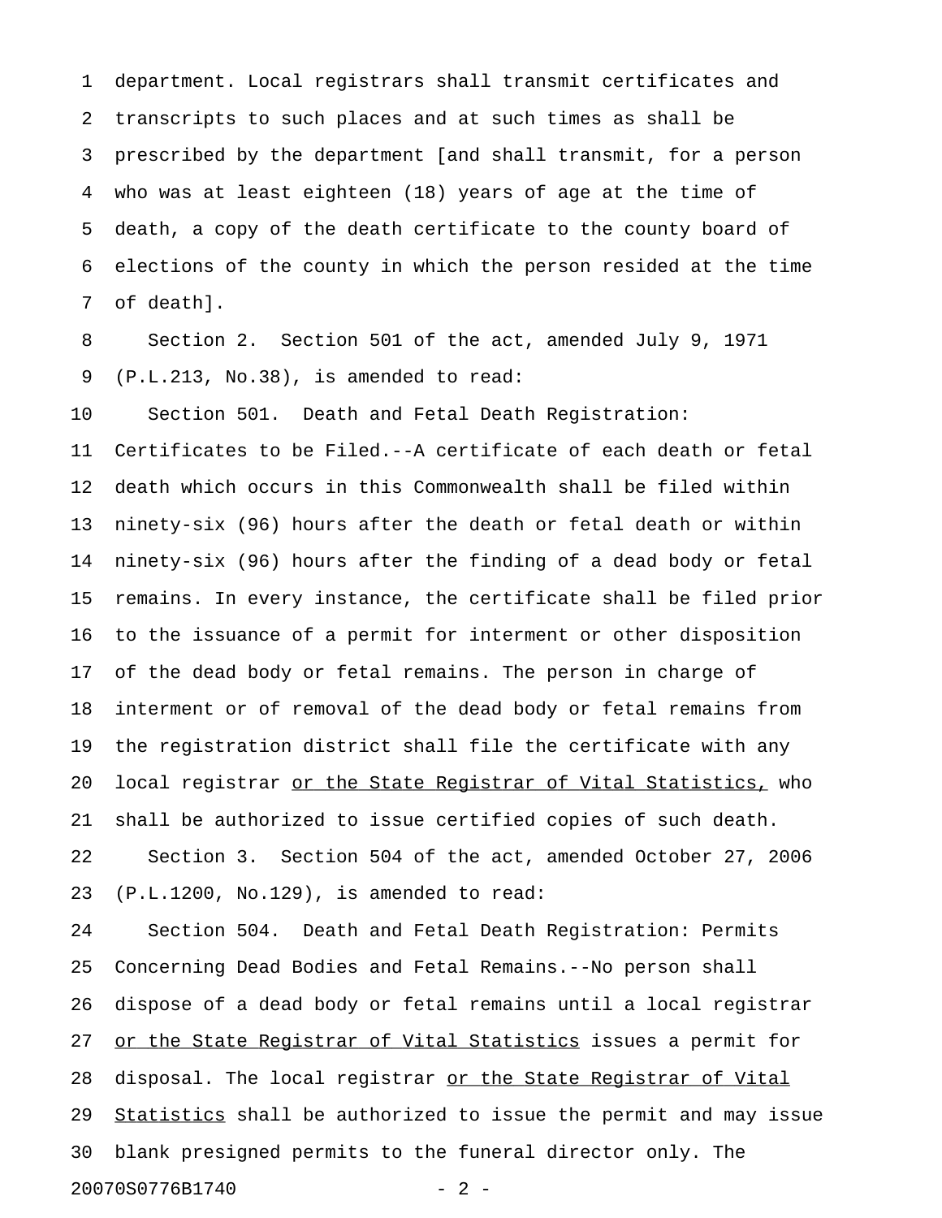department. Local registrars shall transmit certificates and transcripts to such places and at such times as shall be prescribed by the department [and shall transmit, for a person who was at least eighteen (18) years of age at the time of death, a copy of the death certificate to the county board of elections of the county in which the person resided at the time of death].

Section 2. Section 501 of the act, amended July 9, 1971 (P.L.213, No.38), is amended to read:

Section 501. Death and Fetal Death Registration: Certificates to be Filed.--A certificate of each death or fetal death which occurs in this Commonwealth shall be filed within ninety-six (96) hours after the death or fetal death or within ninety-six (96) hours after the finding of a dead body or fetal remains. In every instance, the certificate shall be filed prior to the issuance of a permit for interment or other disposition of the dead body or fetal remains. The person in charge of interment or of removal of the dead body or fetal remains from the registration district shall file the certificate with any local registrar <u>or the State Registrar of Vital Statistics,</u> who shall be authorized to issue certified copies of such death.

Section 3. Section 504 of the act, amended October 27, 2006 (P.L.1200, No.129), is amended to read:

Section 504. Death and Fetal Death Registration: Permits Concerning Dead Bodies and Fetal Remains.--No person shall dispose of a dead body or fetal remains until a local registrar <u>or the State Registrar of Vital Statistics</u> issues a permit for disposal. The local registrar <u>or the State Registrar of Vital Statistics</u> shall be authorized to issue the permit and may issue blank presigned permits to the funeral director only. The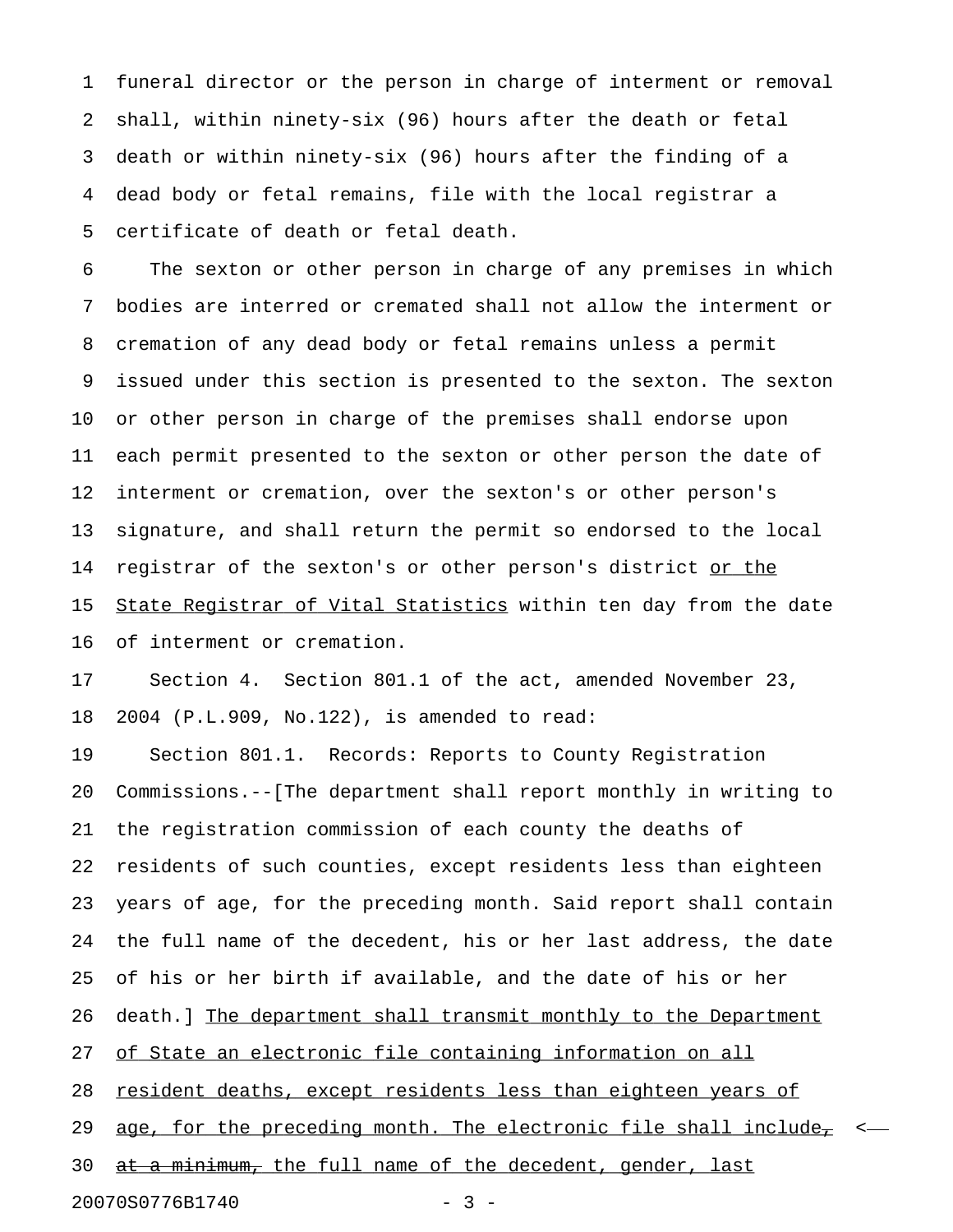funeral director or the person in charge of interment or removal shall, within ninety-six (96) hours after the death or fetal death or within ninety-six (96) hours after the finding of a dead body or fetal remains, file with the local registrar a certificate of death or fetal death.

The sexton or other person in charge of any premises in which bodies are interred or cremated shall not allow the interment or cremation of any dead body or fetal remains unless a permit issued under this section is presented to the sexton. The sexton or other person in charge of the premises shall endorse upon each permit presented to the sexton or other person the date of interment or cremation, over the sexton's or other person's signature, and shall return the permit so endorsed to the local registrar of the sexton's or other person's district <u>or the State Registrar of Vital Statistics</u> within ten day from the date of interment or cremation.

Section 4. Section 801.1 of the act, amended November 23, 2004 (P.L.909, No.122), is amended to read:

Section 801.1. Records: Reports to County Registration Commissions.--[The department shall report monthly in writing to the registration commission of each county the deaths of residents of such counties, except residents less than eighteen years of age, for the preceding month. Said report shall contain the full name of the decedent, his or her last address, the date of his or her birth if available, and the date of his or her death.] <u>The department shall transmit monthly to the Department of State an electronic file containing information on all resident deaths, except residents less than eighteen years of age, for the preceding month. The electronic file shall include</u><u>~~,~~</u> <u>~~at a minimum,~~</u> <u>the full name of the decedent, gender, last</u>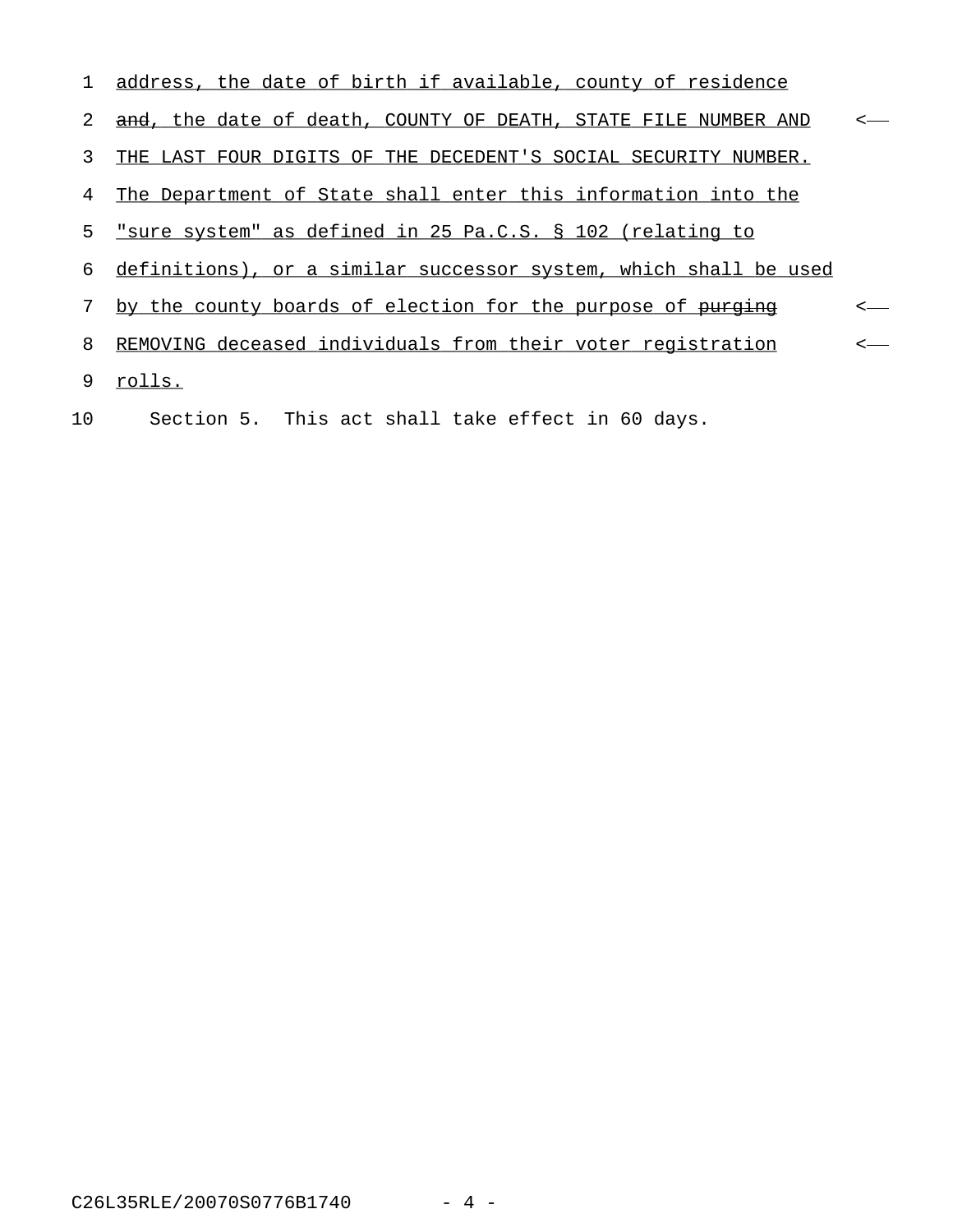address, the date of birth if available, county of residence ~~and~~, the date of death, COUNTY OF DEATH, STATE FILE NUMBER AND THE LAST FOUR DIGITS OF THE DECEDENT'S SOCIAL SECURITY NUMBER. The Department of State shall enter this information into the "sure system" as defined in 25 Pa.C.S. § 102 (relating to definitions), or a similar successor system, which shall be used by the county boards of election for the purpose of ~~purging~~ REMOVING deceased individuals from their voter registration rolls.

Section 5. This act shall take effect in 60 days.